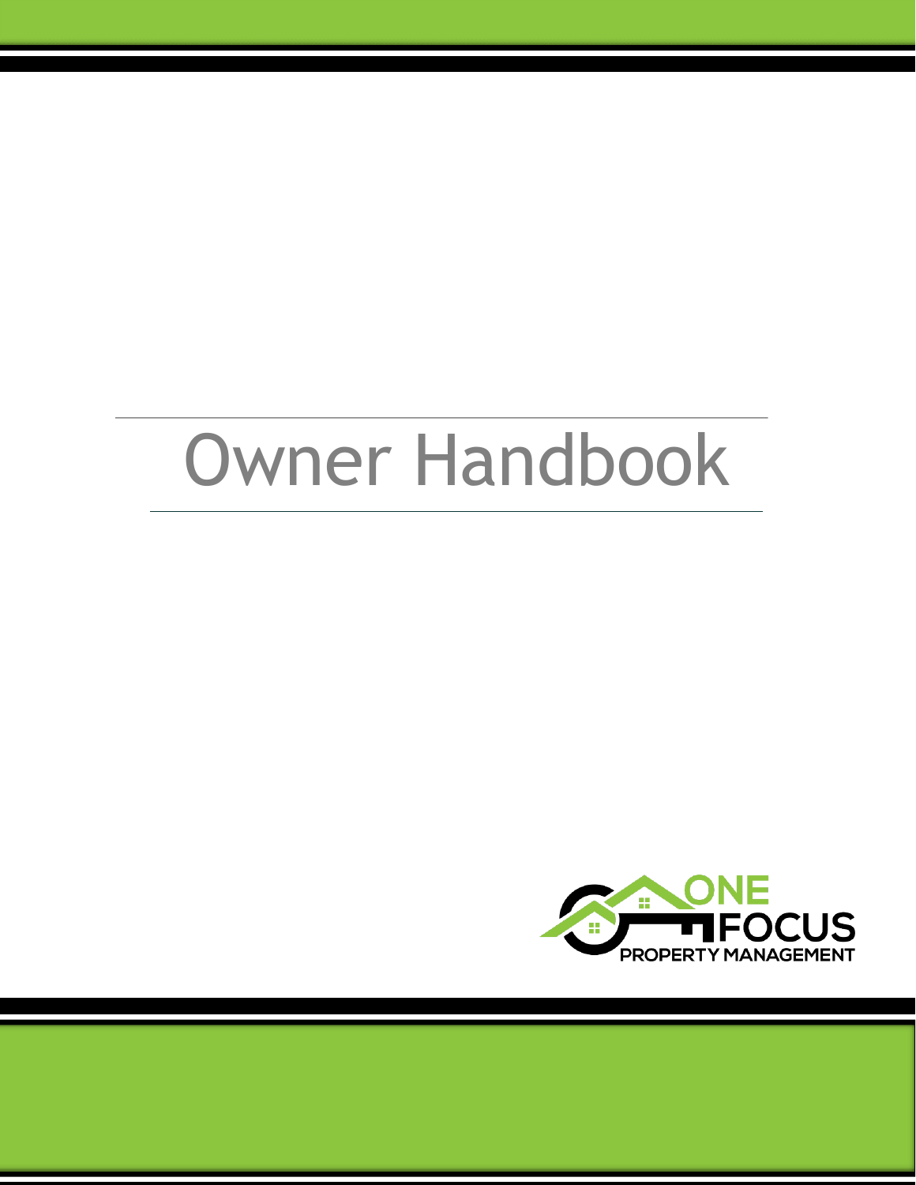# Owner Handbook

ONE FOCUS PROPERTY MANAGEMENT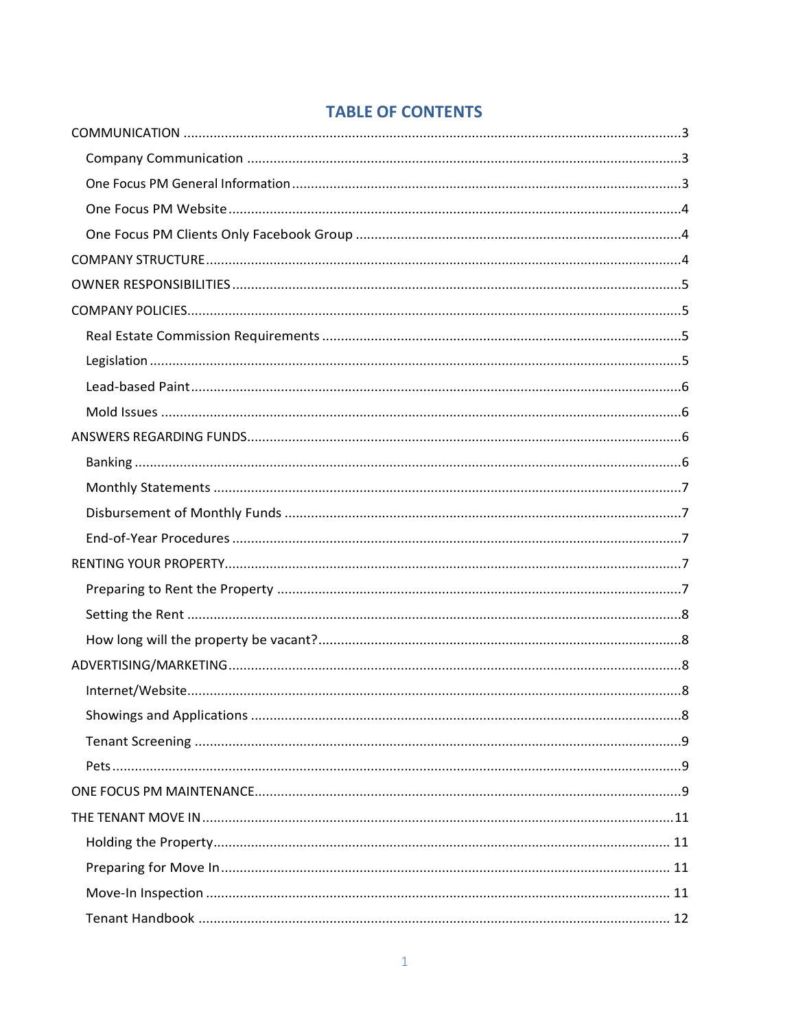# TABLE OF CONTENTS

- COMMUNICATION ........................................ 3
  - Company Communication ........................................ 3
  - One Focus PM General Information ........................................ 3
  - One Focus PM Website ........................................ 4
  - One Focus PM Clients Only Facebook Group ........................................ 4
- COMPANY STRUCTURE ........................................ 4
- OWNER RESPONSIBILITIES ........................................ 5
- COMPANY POLICIES ........................................ 5
  - Real Estate Commission Requirements ........................................ 5
  - Legislation ........................................ 5
  - Lead-based Paint ........................................ 6
  - Mold Issues ........................................ 6
- ANSWERS REGARDING FUNDS ........................................ 6
  - Banking ........................................ 6
  - Monthly Statements ........................................ 7
  - Disbursement of Monthly Funds ........................................ 7
  - End-of-Year Procedures ........................................ 7
- RENTING YOUR PROPERTY ........................................ 7
  - Preparing to Rent the Property ........................................ 7
  - Setting the Rent ........................................ 8
  - How long will the property be vacant? ........................................ 8
- ADVERTISING/MARKETING ........................................ 8
  - Internet/Website ........................................ 8
  - Showings and Applications ........................................ 8
  - Tenant Screening ........................................ 9
  - Pets ........................................ 9
- ONE FOCUS PM MAINTENANCE ........................................ 9
- THE TENANT MOVE IN ........................................ 11
  - Holding the Property ........................................ 11
  - Preparing for Move In ........................................ 11
  - Move-In Inspection ........................................ 11
  - Tenant Handbook ........................................ 12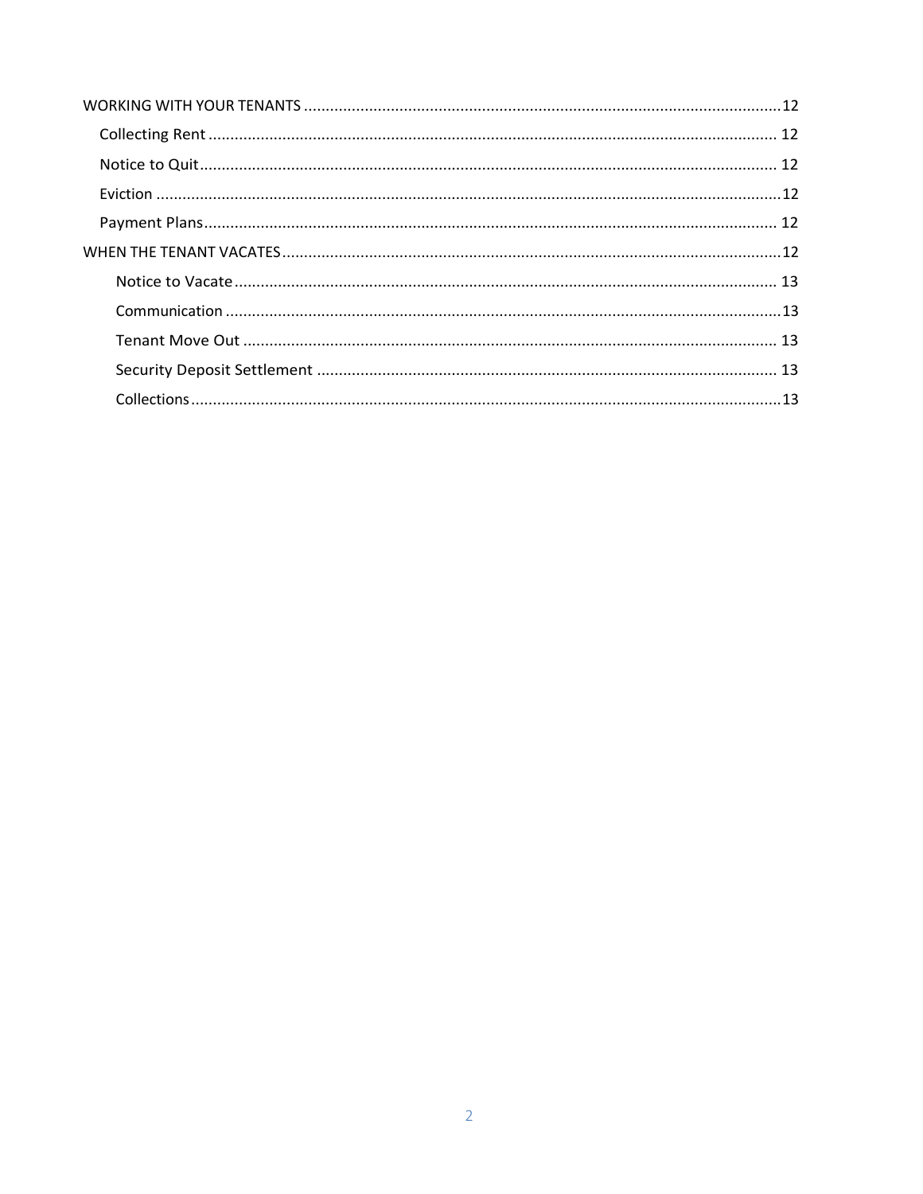- WORKING WITH YOUR TENANTS ... 12
  - Collecting Rent ... 12
  - Notice to Quit ... 12
  - Eviction ... 12
  - Payment Plans ... 12
- WHEN THE TENANT VACATES ... 12
  - Notice to Vacate ... 13
  - Communication ... 13
  - Tenant Move Out ... 13
  - Security Deposit Settlement ... 13
  - Collections ... 13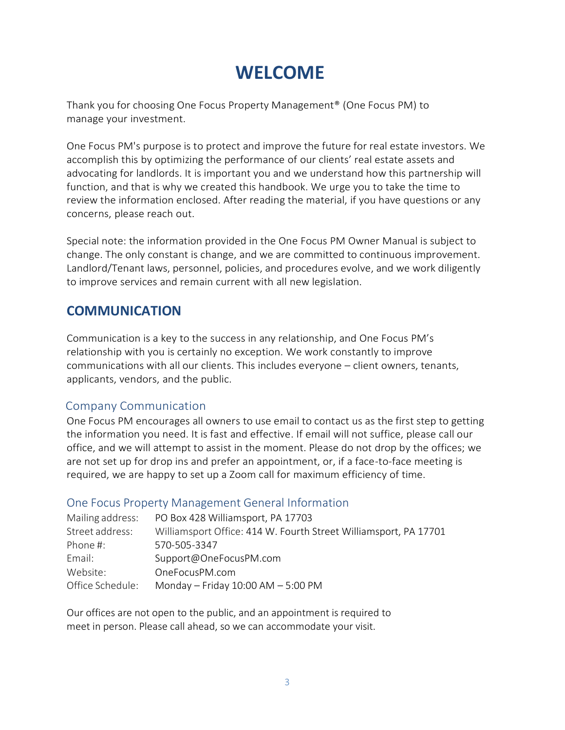# WELCOME

Thank you for choosing One Focus Property Management® (One Focus PM) to manage your investment.

One Focus PM's purpose is to protect and improve the future for real estate investors. We accomplish this by optimizing the performance of our clients' real estate assets and advocating for landlords. It is important you and we understand how this partnership will function, and that is why we created this handbook. We urge you to take the time to review the information enclosed. After reading the material, if you have questions or any concerns, please reach out.

Special note: the information provided in the One Focus PM Owner Manual is subject to change. The only constant is change, and we are committed to continuous improvement. Landlord/Tenant laws, personnel, policies, and procedures evolve, and we work diligently to improve services and remain current with all new legislation.

## COMMUNICATION

Communication is a key to the success in any relationship, and One Focus PM's relationship with you is certainly no exception. We work constantly to improve communications with all our clients. This includes everyone – client owners, tenants, applicants, vendors, and the public.

### Company Communication

One Focus PM encourages all owners to use email to contact us as the first step to getting the information you need. It is fast and effective. If email will not suffice, please call our office, and we will attempt to assist in the moment. Please do not drop by the offices; we are not set up for drop ins and prefer an appointment, or, if a face-to-face meeting is required, we are happy to set up a Zoom call for maximum efficiency of time.

### One Focus Property Management General Information

| | |
|---|---|
| Mailing address: | PO Box 428 Williamsport, PA 17703 |
| Street address: | Williamsport Office: 414 W. Fourth Street Williamsport, PA 17701 |
| Phone #: | 570-505-3347 |
| Email: | Support@OneFocusPM.com |
| Website: | OneFocusPM.com |
| Office Schedule: | Monday – Friday 10:00 AM – 5:00 PM |

Our offices are not open to the public, and an appointment is required to meet in person. Please call ahead, so we can accommodate your visit.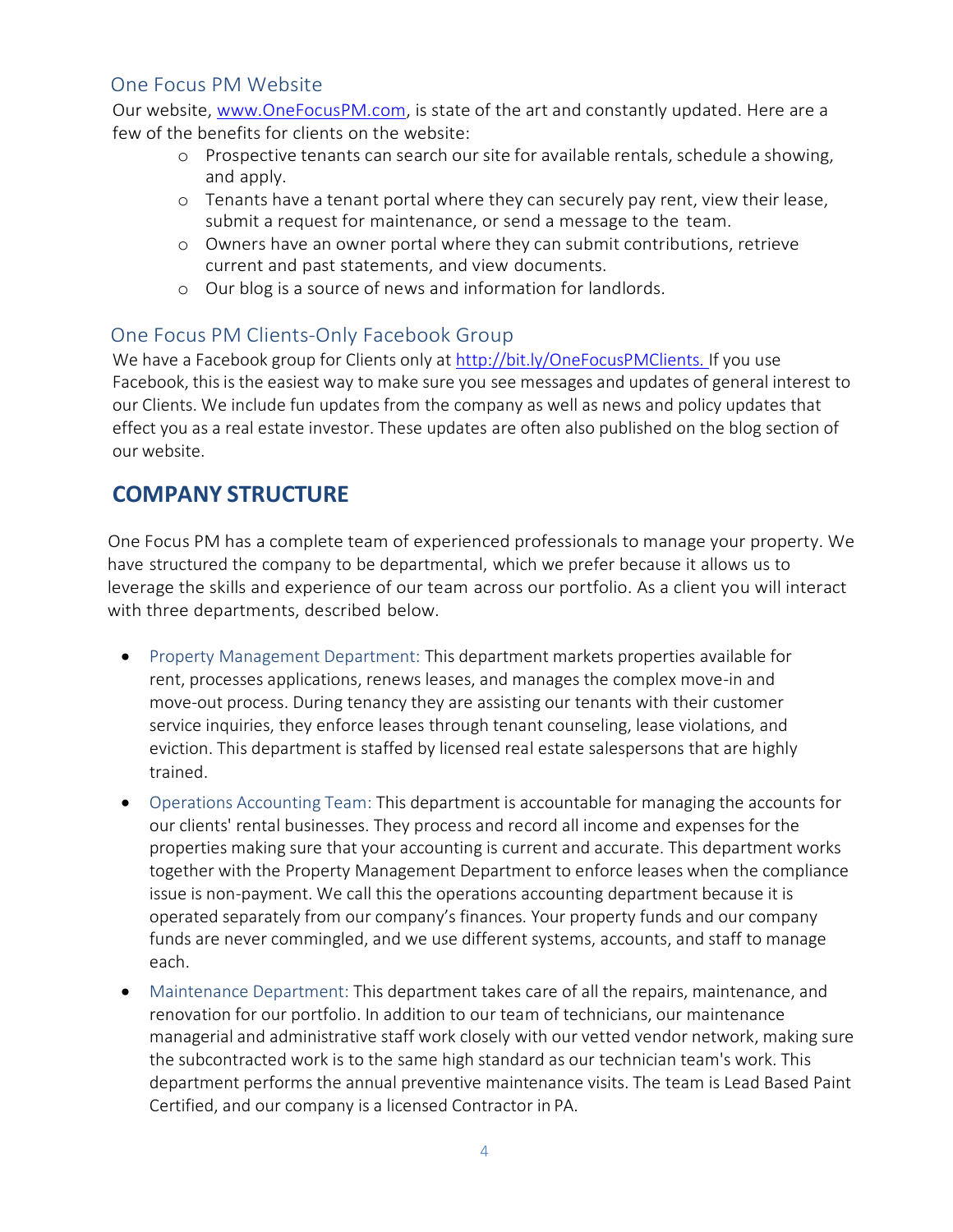### One Focus PM Website

Our website, [www.OneFocusPM.com](http://www.OneFocusPM.com), is state of the art and constantly updated. Here are a few of the benefits for clients on the website:

- Prospective tenants can search our site for available rentals, schedule a showing, and apply.
- Tenants have a tenant portal where they can securely pay rent, view their lease, submit a request for maintenance, or send a message to the team.
- Owners have an owner portal where they can submit contributions, retrieve current and past statements, and view documents.
- Our blog is a source of news and information for landlords.

### One Focus PM Clients-Only Facebook Group

We have a Facebook group for Clients only at [http://bit.ly/OneFocusPMClients.](http://bit.ly/OneFocusPMClients) If you use Facebook, this is the easiest way to make sure you see messages and updates of general interest to our Clients. We include fun updates from the company as well as news and policy updates that effect you as a real estate investor. These updates are often also published on the blog section of our website.

## COMPANY STRUCTURE

One Focus PM has a complete team of experienced professionals to manage your property. We have structured the company to be departmental, which we prefer because it allows us to leverage the skills and experience of our team across our portfolio. As a client you will interact with three departments, described below.

- Property Management Department: This department markets properties available for rent, processes applications, renews leases, and manages the complex move-in and move-out process. During tenancy they are assisting our tenants with their customer service inquiries, they enforce leases through tenant counseling, lease violations, and eviction. This department is staffed by licensed real estate salespersons that are highly trained.
- Operations Accounting Team: This department is accountable for managing the accounts for our clients' rental businesses. They process and record all income and expenses for the properties making sure that your accounting is current and accurate. This department works together with the Property Management Department to enforce leases when the compliance issue is non-payment. We call this the operations accounting department because it is operated separately from our company's finances. Your property funds and our company funds are never commingled, and we use different systems, accounts, and staff to manage each.
- Maintenance Department: This department takes care of all the repairs, maintenance, and renovation for our portfolio. In addition to our team of technicians, our maintenance managerial and administrative staff work closely with our vetted vendor network, making sure the subcontracted work is to the same high standard as our technician team's work. This department performs the annual preventive maintenance visits. The team is Lead Based Paint Certified, and our company is a licensed Contractor in PA.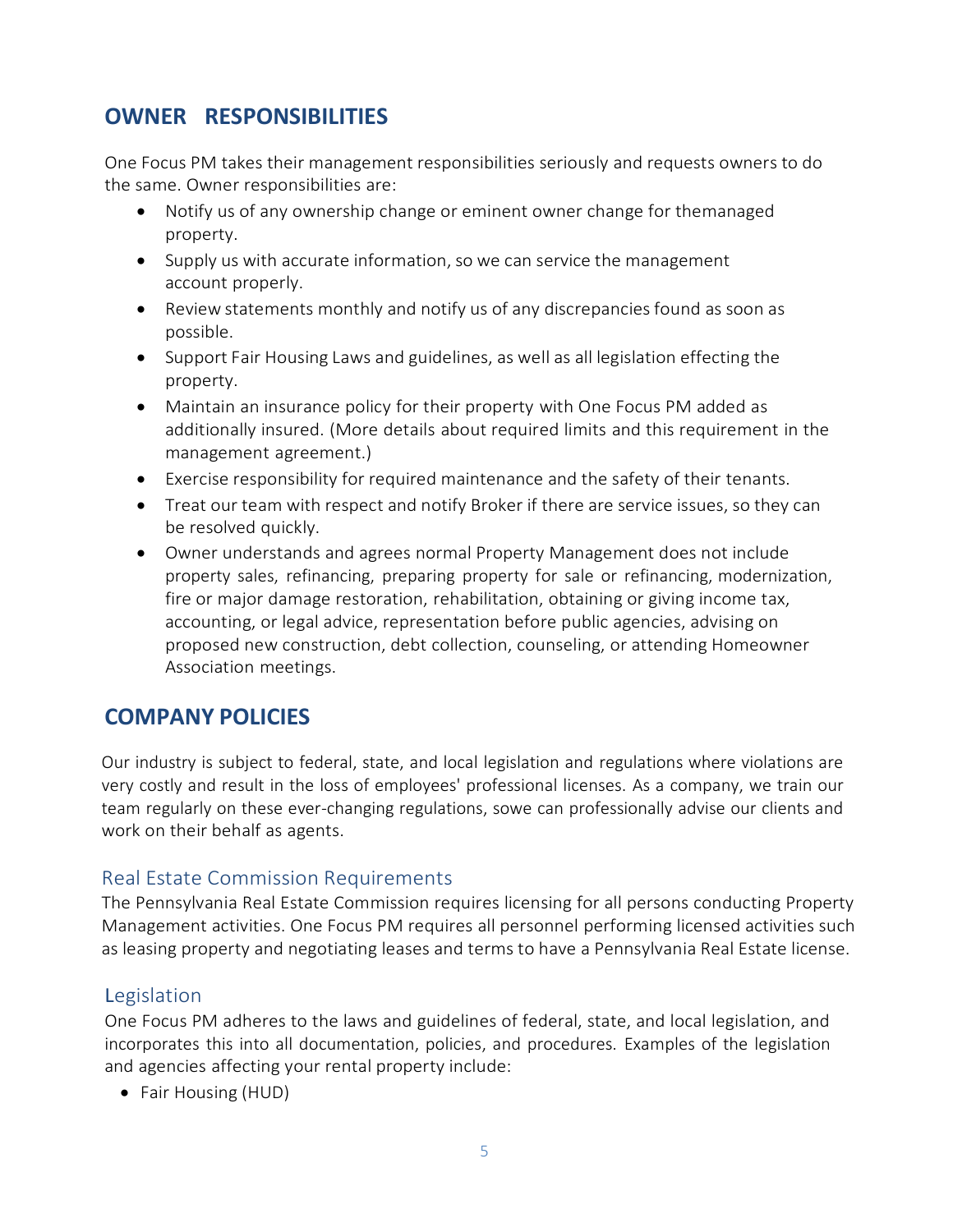## OWNER RESPONSIBILITIES

One Focus PM takes their management responsibilities seriously and requests owners to do the same. Owner responsibilities are:

- Notify us of any ownership change or eminent owner change for themanaged property.
- Supply us with accurate information, so we can service the management account properly.
- Review statements monthly and notify us of any discrepancies found as soon as possible.
- Support Fair Housing Laws and guidelines, as well as all legislation effecting the property.
- Maintain an insurance policy for their property with One Focus PM added as additionally insured. (More details about required limits and this requirement in the management agreement.)
- Exercise responsibility for required maintenance and the safety of their tenants.
- Treat our team with respect and notify Broker if there are service issues, so they can be resolved quickly.
- Owner understands and agrees normal Property Management does not include property sales, refinancing, preparing property for sale or refinancing, modernization, fire or major damage restoration, rehabilitation, obtaining or giving income tax, accounting, or legal advice, representation before public agencies, advising on proposed new construction, debt collection, counseling, or attending Homeowner Association meetings.

## COMPANY POLICIES

Our industry is subject to federal, state, and local legislation and regulations where violations are very costly and result in the loss of employees' professional licenses. As a company, we train our team regularly on these ever-changing regulations, sowe can professionally advise our clients and work on their behalf as agents.

### Real Estate Commission Requirements

The Pennsylvania Real Estate Commission requires licensing for all persons conducting Property Management activities. One Focus PM requires all personnel performing licensed activities such as leasing property and negotiating leases and terms to have a Pennsylvania Real Estate license.

### Legislation

One Focus PM adheres to the laws and guidelines of federal, state, and local legislation, and incorporates this into all documentation, policies, and procedures. Examples of the legislation and agencies affecting your rental property include:

- Fair Housing (HUD)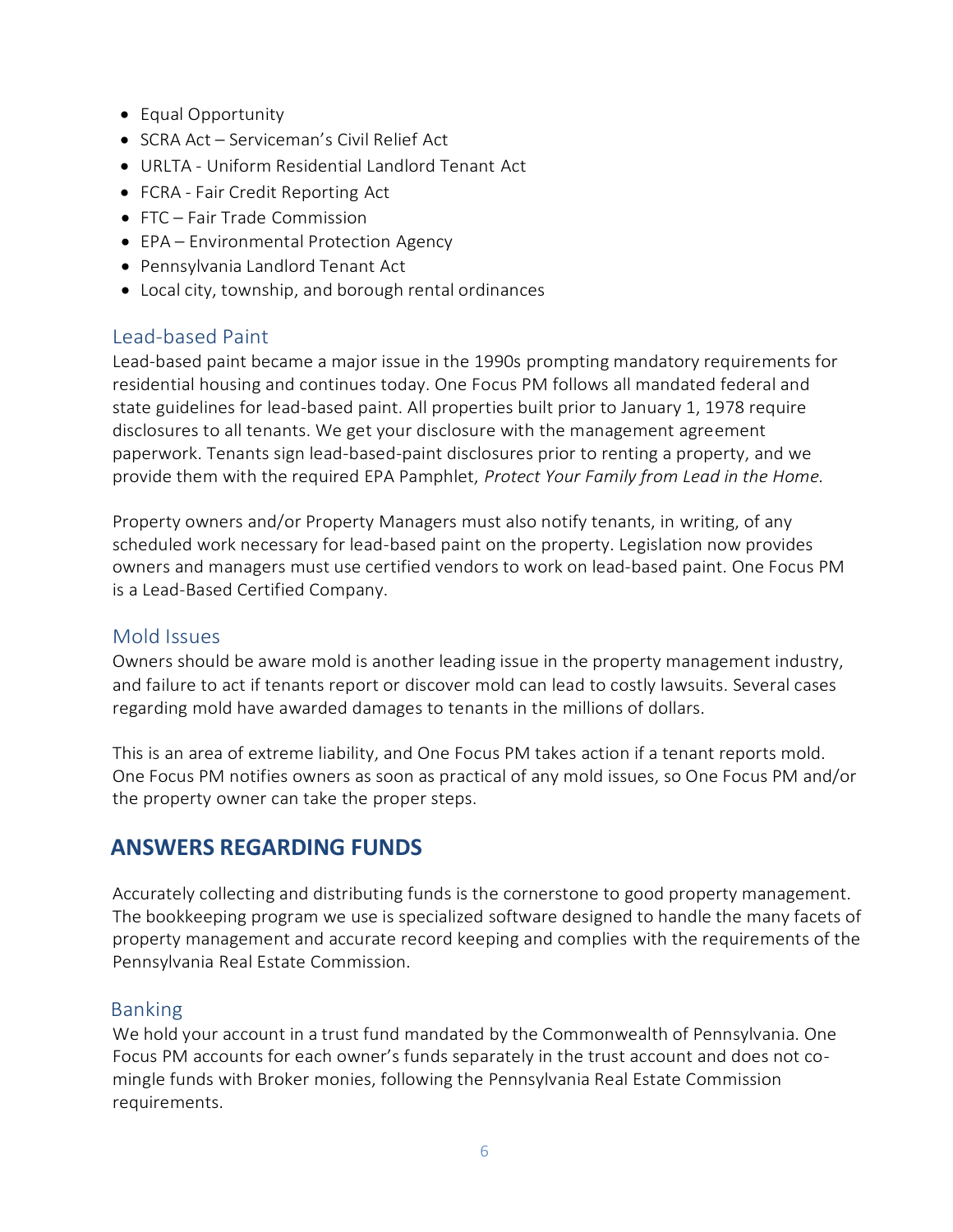- Equal Opportunity
- SCRA Act – Serviceman's Civil Relief Act
- URLTA - Uniform Residential Landlord Tenant Act
- FCRA - Fair Credit Reporting Act
- FTC – Fair Trade Commission
- EPA – Environmental Protection Agency
- Pennsylvania Landlord Tenant Act
- Local city, township, and borough rental ordinances

### Lead-based Paint

Lead-based paint became a major issue in the 1990s prompting mandatory requirements for residential housing and continues today. One Focus PM follows all mandated federal and state guidelines for lead-based paint. All properties built prior to January 1, 1978 require disclosures to all tenants. We get your disclosure with the management agreement paperwork. Tenants sign lead-based-paint disclosures prior to renting a property, and we provide them with the required EPA Pamphlet, *Protect Your Family from Lead in the Home.*

Property owners and/or Property Managers must also notify tenants, in writing, of any scheduled work necessary for lead-based paint on the property. Legislation now provides owners and managers must use certified vendors to work on lead-based paint. One Focus PM is a Lead-Based Certified Company.

### Mold Issues

Owners should be aware mold is another leading issue in the property management industry, and failure to act if tenants report or discover mold can lead to costly lawsuits. Several cases regarding mold have awarded damages to tenants in the millions of dollars.

This is an area of extreme liability, and One Focus PM takes action if a tenant reports mold. One Focus PM notifies owners as soon as practical of any mold issues, so One Focus PM and/or the property owner can take the proper steps.

## ANSWERS REGARDING FUNDS

Accurately collecting and distributing funds is the cornerstone to good property management. The bookkeeping program we use is specialized software designed to handle the many facets of property management and accurate record keeping and complies with the requirements of the Pennsylvania Real Estate Commission.

### Banking

We hold your account in a trust fund mandated by the Commonwealth of Pennsylvania. One Focus PM accounts for each owner's funds separately in the trust account and does not co-mingle funds with Broker monies, following the Pennsylvania Real Estate Commission requirements.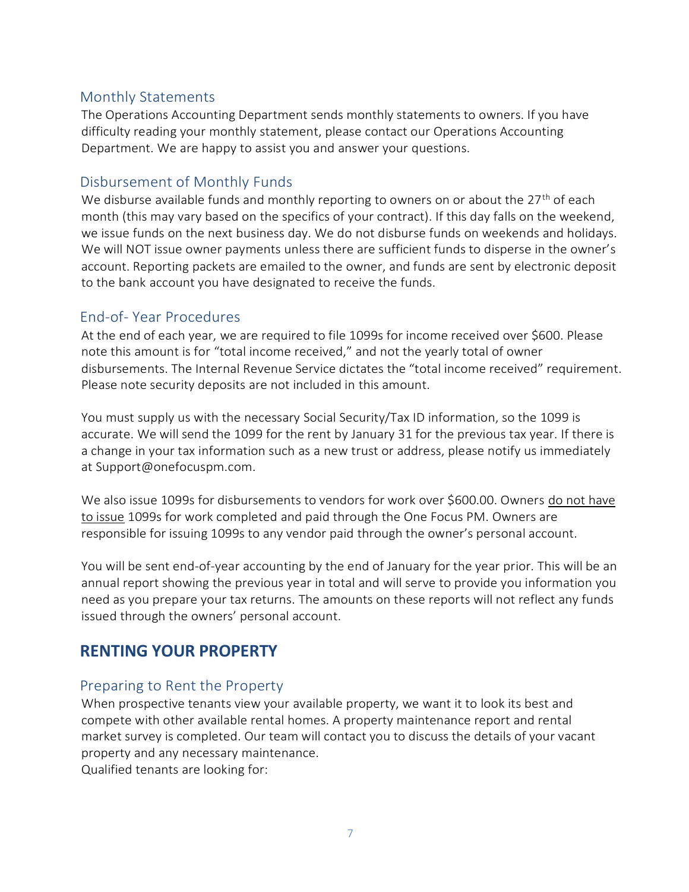### Monthly Statements

The Operations Accounting Department sends monthly statements to owners. If you have difficulty reading your monthly statement, please contact our Operations Accounting Department. We are happy to assist you and answer your questions.

### Disbursement of Monthly Funds

We disburse available funds and monthly reporting to owners on or about the 27th of each month (this may vary based on the specifics of your contract). If this day falls on the weekend, we issue funds on the next business day. We do not disburse funds on weekends and holidays. We will NOT issue owner payments unless there are sufficient funds to disperse in the owner's account. Reporting packets are emailed to the owner, and funds are sent by electronic deposit to the bank account you have designated to receive the funds.

### End-of- Year Procedures

At the end of each year, we are required to file 1099s for income received over $600. Please note this amount is for "total income received," and not the yearly total of owner disbursements. The Internal Revenue Service dictates the "total income received" requirement. Please note security deposits are not included in this amount.

You must supply us with the necessary Social Security/Tax ID information, so the 1099 is accurate. We will send the 1099 for the rent by January 31 for the previous tax year. If there is a change in your tax information such as a new trust or address, please notify us immediately at Support@onefocuspm.com.

We also issue 1099s for disbursements to vendors for work over $600.00. Owners <u>do not have to issue</u> 1099s for work completed and paid through the One Focus PM. Owners are responsible for issuing 1099s to any vendor paid through the owner's personal account.

You will be sent end-of-year accounting by the end of January for the year prior. This will be an annual report showing the previous year in total and will serve to provide you information you need as you prepare your tax returns. The amounts on these reports will not reflect any funds issued through the owners' personal account.

## RENTING YOUR PROPERTY

### Preparing to Rent the Property

When prospective tenants view your available property, we want it to look its best and compete with other available rental homes. A property maintenance report and rental market survey is completed. Our team will contact you to discuss the details of your vacant property and any necessary maintenance.

Qualified tenants are looking for: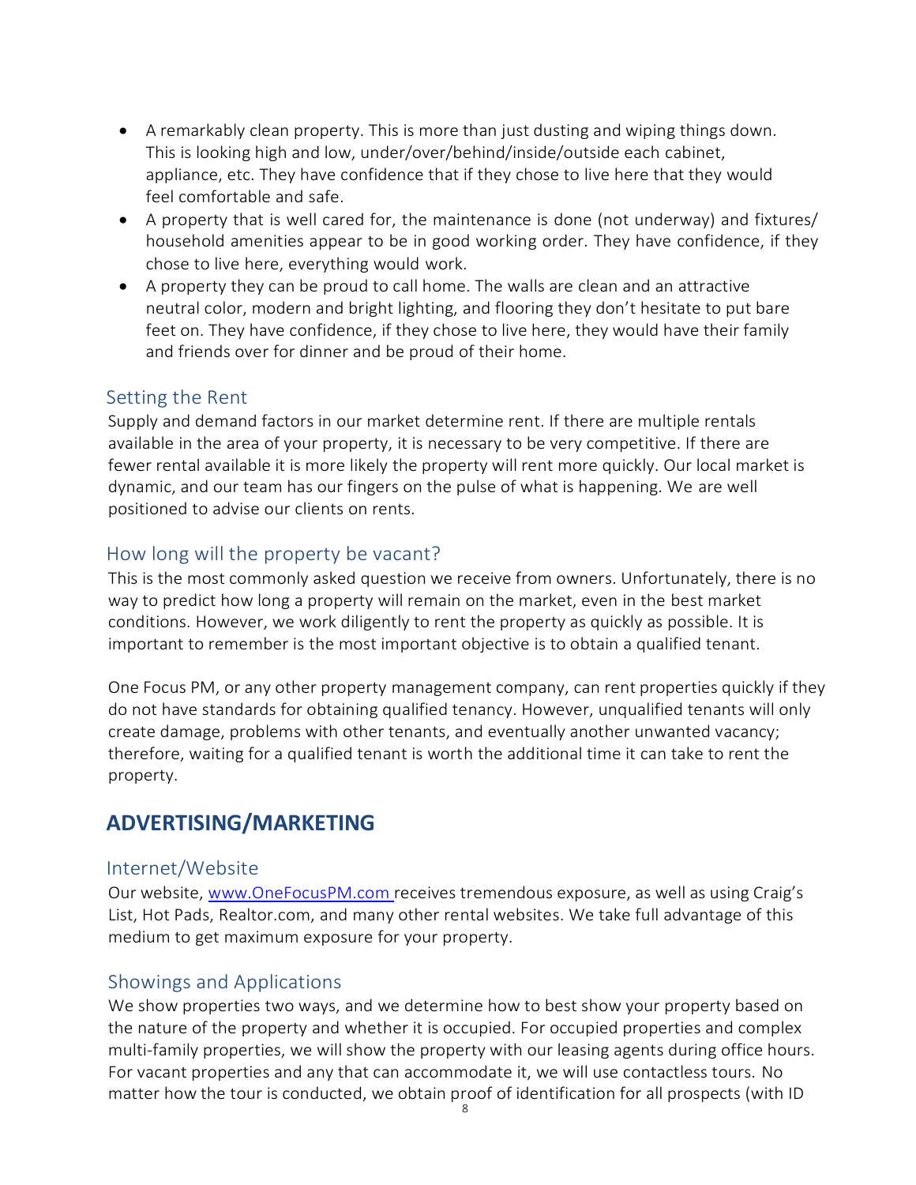- A remarkably clean property. This is more than just dusting and wiping things down. This is looking high and low, under/over/behind/inside/outside each cabinet, appliance, etc. They have confidence that if they chose to live here that they would feel comfortable and safe.
- A property that is well cared for, the maintenance is done (not underway) and fixtures/ household amenities appear to be in good working order. They have confidence, if they chose to live here, everything would work.
- A property they can be proud to call home. The walls are clean and an attractive neutral color, modern and bright lighting, and flooring they don't hesitate to put bare feet on. They have confidence, if they chose to live here, they would have their family and friends over for dinner and be proud of their home.

### Setting the Rent

Supply and demand factors in our market determine rent. If there are multiple rentals available in the area of your property, it is necessary to be very competitive. If there are fewer rental available it is more likely the property will rent more quickly. Our local market is dynamic, and our team has our fingers on the pulse of what is happening. We are well positioned to advise our clients on rents.

### How long will the property be vacant?

This is the most commonly asked question we receive from owners. Unfortunately, there is no way to predict how long a property will remain on the market, even in the best market conditions. However, we work diligently to rent the property as quickly as possible. It is important to remember is the most important objective is to obtain a qualified tenant.

One Focus PM, or any other property management company, can rent properties quickly if they do not have standards for obtaining qualified tenancy. However, unqualified tenants will only create damage, problems with other tenants, and eventually another unwanted vacancy; therefore, waiting for a qualified tenant is worth the additional time it can take to rent the property.

## ADVERTISING/MARKETING

### Internet/Website

Our website, www.OneFocusPM.com receives tremendous exposure, as well as using Craig's List, Hot Pads, Realtor.com, and many other rental websites. We take full advantage of this medium to get maximum exposure for your property.

### Showings and Applications

We show properties two ways, and we determine how to best show your property based on the nature of the property and whether it is occupied. For occupied properties and complex multi-family properties, we will show the property with our leasing agents during office hours. For vacant properties and any that can accommodate it, we will use contactless tours. No matter how the tour is conducted, we obtain proof of identification for all prospects (with ID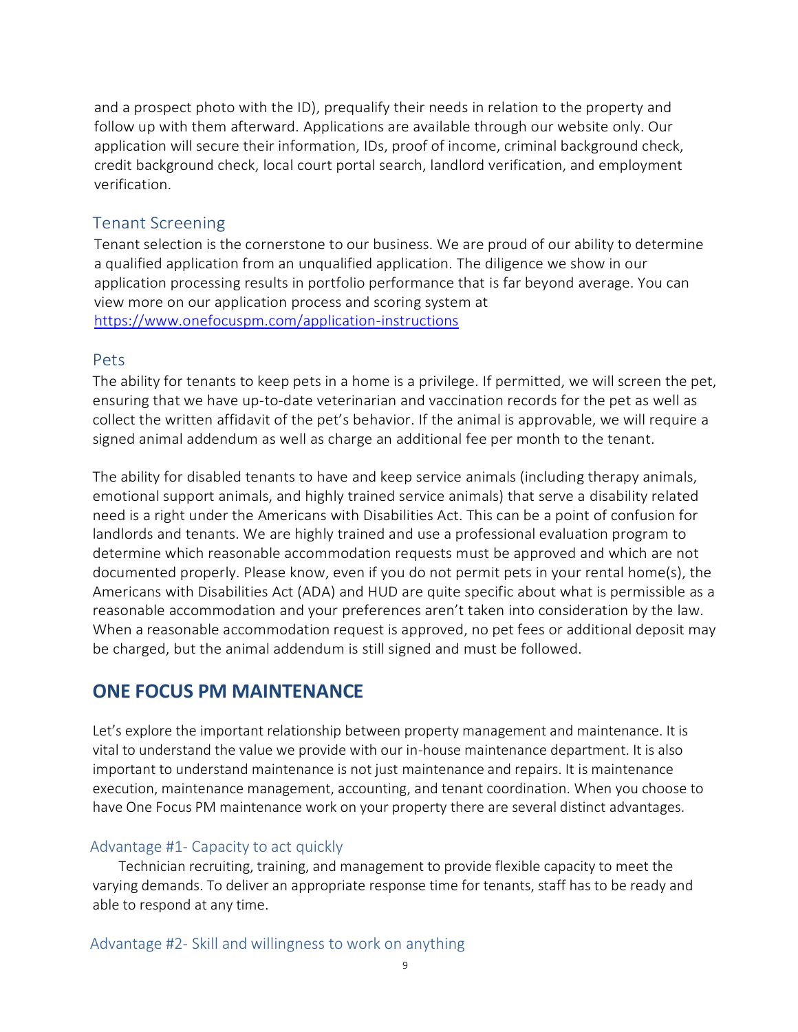and a prospect photo with the ID), prequalify their needs in relation to the property and follow up with them afterward. Applications are available through our website only. Our application will secure their information, IDs, proof of income, criminal background check, credit background check, local court portal search, landlord verification, and employment verification.

### Tenant Screening

Tenant selection is the cornerstone to our business. We are proud of our ability to determine a qualified application from an unqualified application. The diligence we show in our application processing results in portfolio performance that is far beyond average. You can view more on our application process and scoring system at https://www.onefocuspm.com/application-instructions

### Pets

The ability for tenants to keep pets in a home is a privilege. If permitted, we will screen the pet, ensuring that we have up-to-date veterinarian and vaccination records for the pet as well as collect the written affidavit of the pet's behavior. If the animal is approvable, we will require a signed animal addendum as well as charge an additional fee per month to the tenant.

The ability for disabled tenants to have and keep service animals (including therapy animals, emotional support animals, and highly trained service animals) that serve a disability related need is a right under the Americans with Disabilities Act. This can be a point of confusion for landlords and tenants. We are highly trained and use a professional evaluation program to determine which reasonable accommodation requests must be approved and which are not documented properly. Please know, even if you do not permit pets in your rental home(s), the Americans with Disabilities Act (ADA) and HUD are quite specific about what is permissible as a reasonable accommodation and your preferences aren't taken into consideration by the law. When a reasonable accommodation request is approved, no pet fees or additional deposit may be charged, but the animal addendum is still signed and must be followed.

## ONE FOCUS PM MAINTENANCE

Let's explore the important relationship between property management and maintenance. It is vital to understand the value we provide with our in-house maintenance department. It is also important to understand maintenance is not just maintenance and repairs. It is maintenance execution, maintenance management, accounting, and tenant coordination. When you choose to have One Focus PM maintenance work on your property there are several distinct advantages.

### Advantage #1- Capacity to act quickly

Technician recruiting, training, and management to provide flexible capacity to meet the varying demands. To deliver an appropriate response time for tenants, staff has to be ready and able to respond at any time.

### Advantage #2- Skill and willingness to work on anything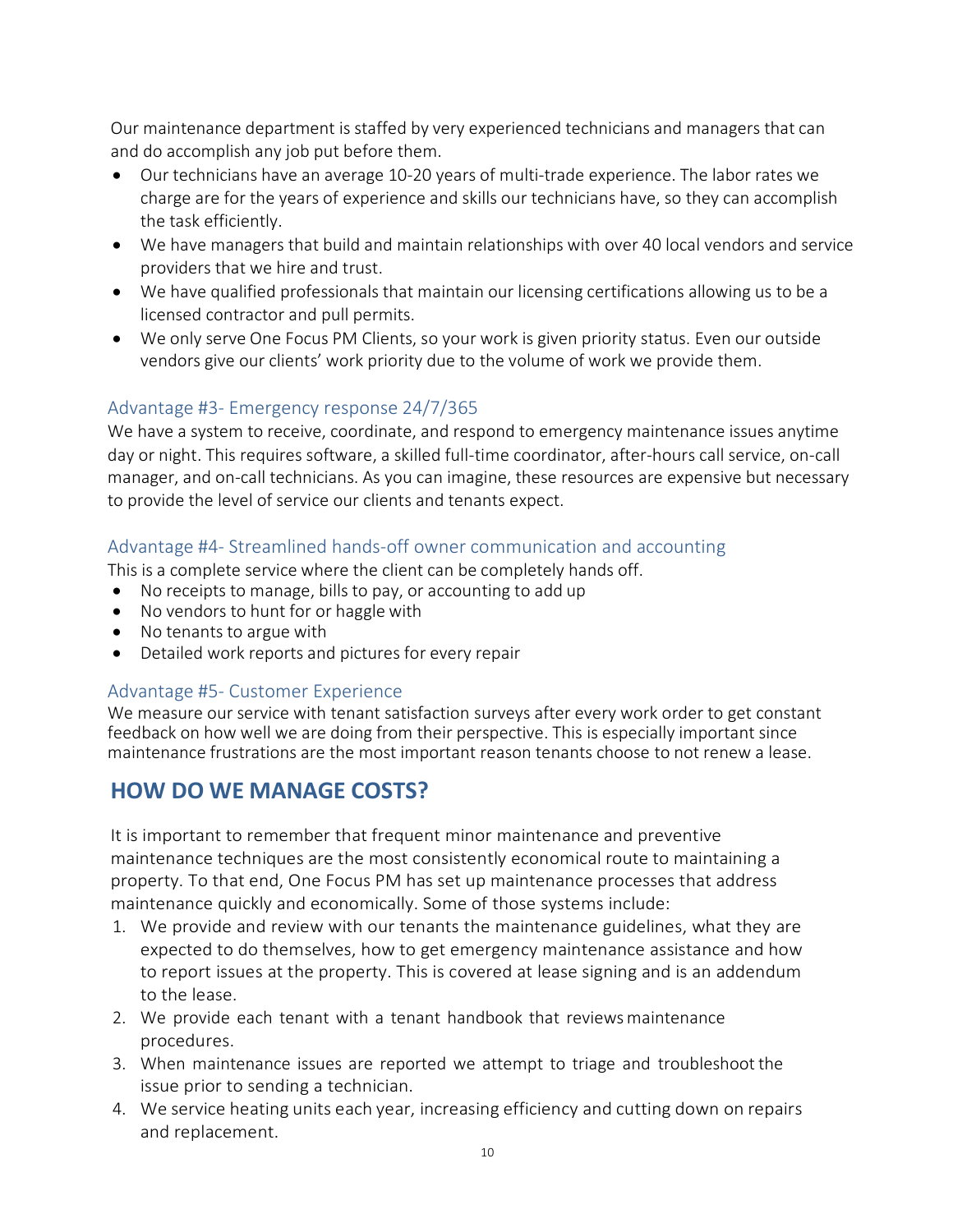Our maintenance department is staffed by very experienced technicians and managers that can and do accomplish any job put before them.

- Our technicians have an average 10-20 years of multi-trade experience. The labor rates we charge are for the years of experience and skills our technicians have, so they can accomplish the task efficiently.
- We have managers that build and maintain relationships with over 40 local vendors and service providers that we hire and trust.
- We have qualified professionals that maintain our licensing certifications allowing us to be a licensed contractor and pull permits.
- We only serve One Focus PM Clients, so your work is given priority status. Even our outside vendors give our clients' work priority due to the volume of work we provide them.

### Advantage #3- Emergency response 24/7/365

We have a system to receive, coordinate, and respond to emergency maintenance issues anytime day or night. This requires software, a skilled full-time coordinator, after-hours call service, on-call manager, and on-call technicians. As you can imagine, these resources are expensive but necessary to provide the level of service our clients and tenants expect.

### Advantage #4- Streamlined hands-off owner communication and accounting

This is a complete service where the client can be completely hands off.

- No receipts to manage, bills to pay, or accounting to add up
- No vendors to hunt for or haggle with
- No tenants to argue with
- Detailed work reports and pictures for every repair

### Advantage #5- Customer Experience

We measure our service with tenant satisfaction surveys after every work order to get constant feedback on how well we are doing from their perspective. This is especially important since maintenance frustrations are the most important reason tenants choose to not renew a lease.

## HOW DO WE MANAGE COSTS?

It is important to remember that frequent minor maintenance and preventive maintenance techniques are the most consistently economical route to maintaining a property. To that end, One Focus PM has set up maintenance processes that address maintenance quickly and economically. Some of those systems include:

1. We provide and review with our tenants the maintenance guidelines, what they are expected to do themselves, how to get emergency maintenance assistance and how to report issues at the property. This is covered at lease signing and is an addendum to the lease.
2. We provide each tenant with a tenant handbook that reviews maintenance procedures.
3. When maintenance issues are reported we attempt to triage and troubleshoot the issue prior to sending a technician.
4. We service heating units each year, increasing efficiency and cutting down on repairs and replacement.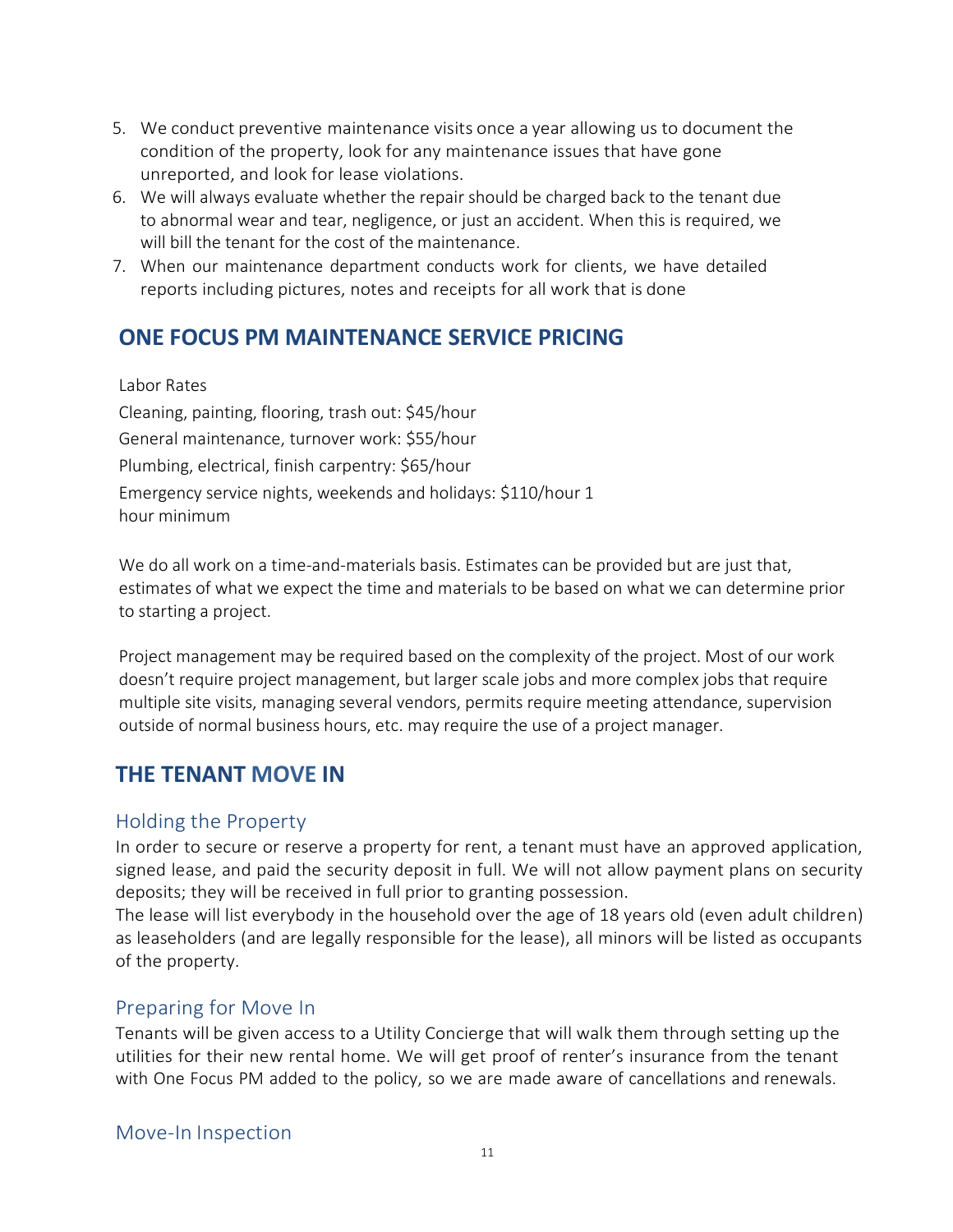5. We conduct preventive maintenance visits once a year allowing us to document the condition of the property, look for any maintenance issues that have gone unreported, and look for lease violations.
6. We will always evaluate whether the repair should be charged back to the tenant due to abnormal wear and tear, negligence, or just an accident. When this is required, we will bill the tenant for the cost of the maintenance.
7. When our maintenance department conducts work for clients, we have detailed reports including pictures, notes and receipts for all work that is done

## ONE FOCUS PM MAINTENANCE SERVICE PRICING

Labor Rates

Cleaning, painting, flooring, trash out: $45/hour

General maintenance, turnover work: $55/hour

Plumbing, electrical, finish carpentry: $65/hour

Emergency service nights, weekends and holidays: $110/hour 1 hour minimum

We do all work on a time-and-materials basis. Estimates can be provided but are just that, estimates of what we expect the time and materials to be based on what we can determine prior to starting a project.

Project management may be required based on the complexity of the project. Most of our work doesn't require project management, but larger scale jobs and more complex jobs that require multiple site visits, managing several vendors, permits require meeting attendance, supervision outside of normal business hours, etc. may require the use of a project manager.

## THE TENANT MOVE IN

### Holding the Property

In order to secure or reserve a property for rent, a tenant must have an approved application, signed lease, and paid the security deposit in full. We will not allow payment plans on security deposits; they will be received in full prior to granting possession.

The lease will list everybody in the household over the age of 18 years old (even adult children) as leaseholders (and are legally responsible for the lease), all minors will be listed as occupants of the property.

### Preparing for Move In

Tenants will be given access to a Utility Concierge that will walk them through setting up the utilities for their new rental home. We will get proof of renter's insurance from the tenant with One Focus PM added to the policy, so we are made aware of cancellations and renewals.

### Move-In Inspection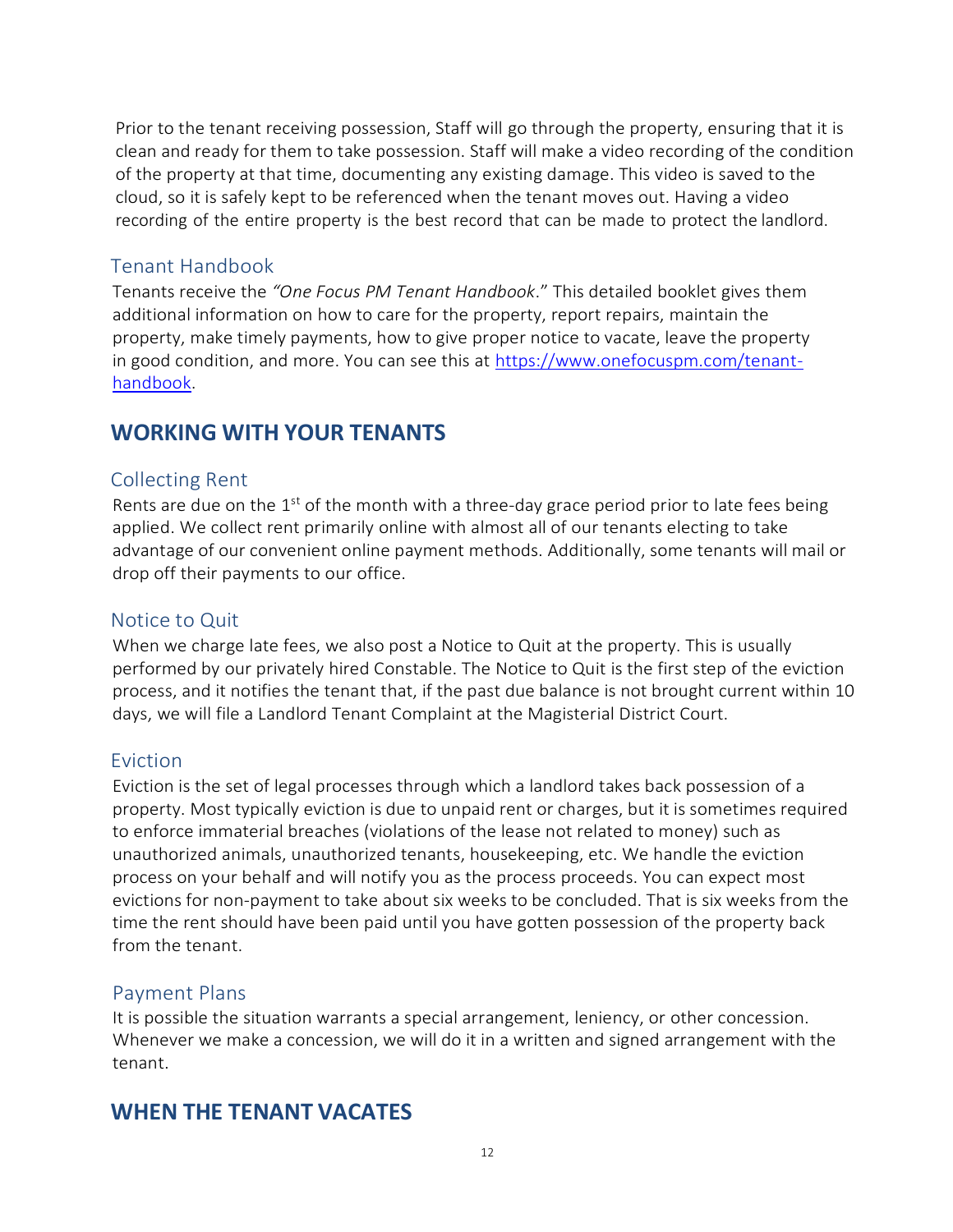Prior to the tenant receiving possession, Staff will go through the property, ensuring that it is clean and ready for them to take possession. Staff will make a video recording of the condition of the property at that time, documenting any existing damage. This video is saved to the cloud, so it is safely kept to be referenced when the tenant moves out. Having a video recording of the entire property is the best record that can be made to protect the landlord.

### Tenant Handbook

Tenants receive the *"One Focus PM Tenant Handbook*." This detailed booklet gives them additional information on how to care for the property, report repairs, maintain the property, make timely payments, how to give proper notice to vacate, leave the property in good condition, and more. You can see this at [https://www.onefocuspm.com/tenant-handbook](https://www.onefocuspm.com/tenant-handbook).

## WORKING WITH YOUR TENANTS

### Collecting Rent

Rents are due on the 1st of the month with a three-day grace period prior to late fees being applied. We collect rent primarily online with almost all of our tenants electing to take advantage of our convenient online payment methods. Additionally, some tenants will mail or drop off their payments to our office.

### Notice to Quit

When we charge late fees, we also post a Notice to Quit at the property. This is usually performed by our privately hired Constable. The Notice to Quit is the first step of the eviction process, and it notifies the tenant that, if the past due balance is not brought current within 10 days, we will file a Landlord Tenant Complaint at the Magisterial District Court.

### Eviction

Eviction is the set of legal processes through which a landlord takes back possession of a property. Most typically eviction is due to unpaid rent or charges, but it is sometimes required to enforce immaterial breaches (violations of the lease not related to money) such as unauthorized animals, unauthorized tenants, housekeeping, etc. We handle the eviction process on your behalf and will notify you as the process proceeds. You can expect most evictions for non-payment to take about six weeks to be concluded. That is six weeks from the time the rent should have been paid until you have gotten possession of the property back from the tenant.

### Payment Plans

It is possible the situation warrants a special arrangement, leniency, or other concession. Whenever we make a concession, we will do it in a written and signed arrangement with the tenant.

## WHEN THE TENANT VACATES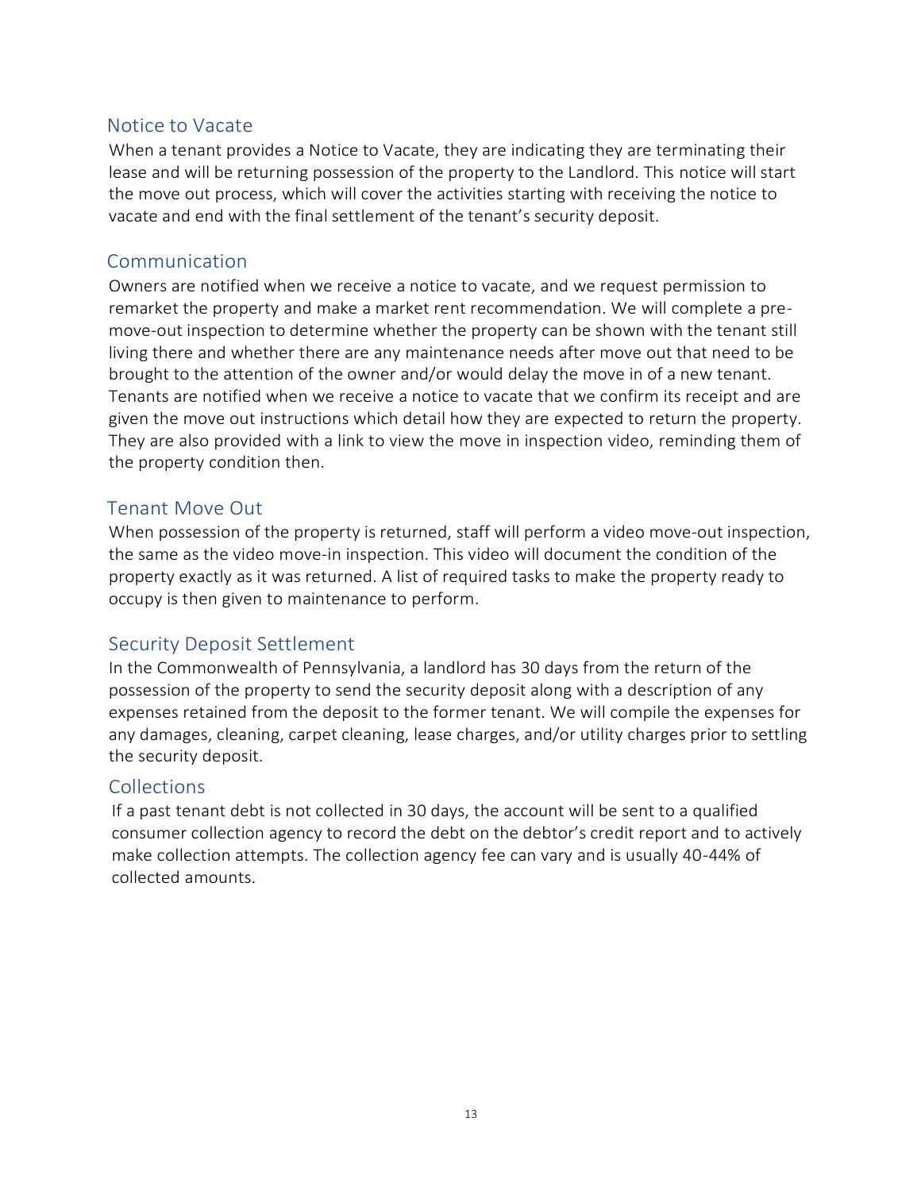## Notice to Vacate

When a tenant provides a Notice to Vacate, they are indicating they are terminating their lease and will be returning possession of the property to the Landlord. This notice will start the move out process, which will cover the activities starting with receiving the notice to vacate and end with the final settlement of the tenant's security deposit.

## Communication

Owners are notified when we receive a notice to vacate, and we request permission to remarket the property and make a market rent recommendation. We will complete a pre-move-out inspection to determine whether the property can be shown with the tenant still living there and whether there are any maintenance needs after move out that need to be brought to the attention of the owner and/or would delay the move in of a new tenant. Tenants are notified when we receive a notice to vacate that we confirm its receipt and are given the move out instructions which detail how they are expected to return the property. They are also provided with a link to view the move in inspection video, reminding them of the property condition then.

## Tenant Move Out

When possession of the property is returned, staff will perform a video move-out inspection, the same as the video move-in inspection. This video will document the condition of the property exactly as it was returned. A list of required tasks to make the property ready to occupy is then given to maintenance to perform.

## Security Deposit Settlement

In the Commonwealth of Pennsylvania, a landlord has 30 days from the return of the possession of the property to send the security deposit along with a description of any expenses retained from the deposit to the former tenant. We will compile the expenses for any damages, cleaning, carpet cleaning, lease charges, and/or utility charges prior to settling the security deposit.

## Collections

If a past tenant debt is not collected in 30 days, the account will be sent to a qualified consumer collection agency to record the debt on the debtor's credit report and to actively make collection attempts. The collection agency fee can vary and is usually 40-44% of collected amounts.